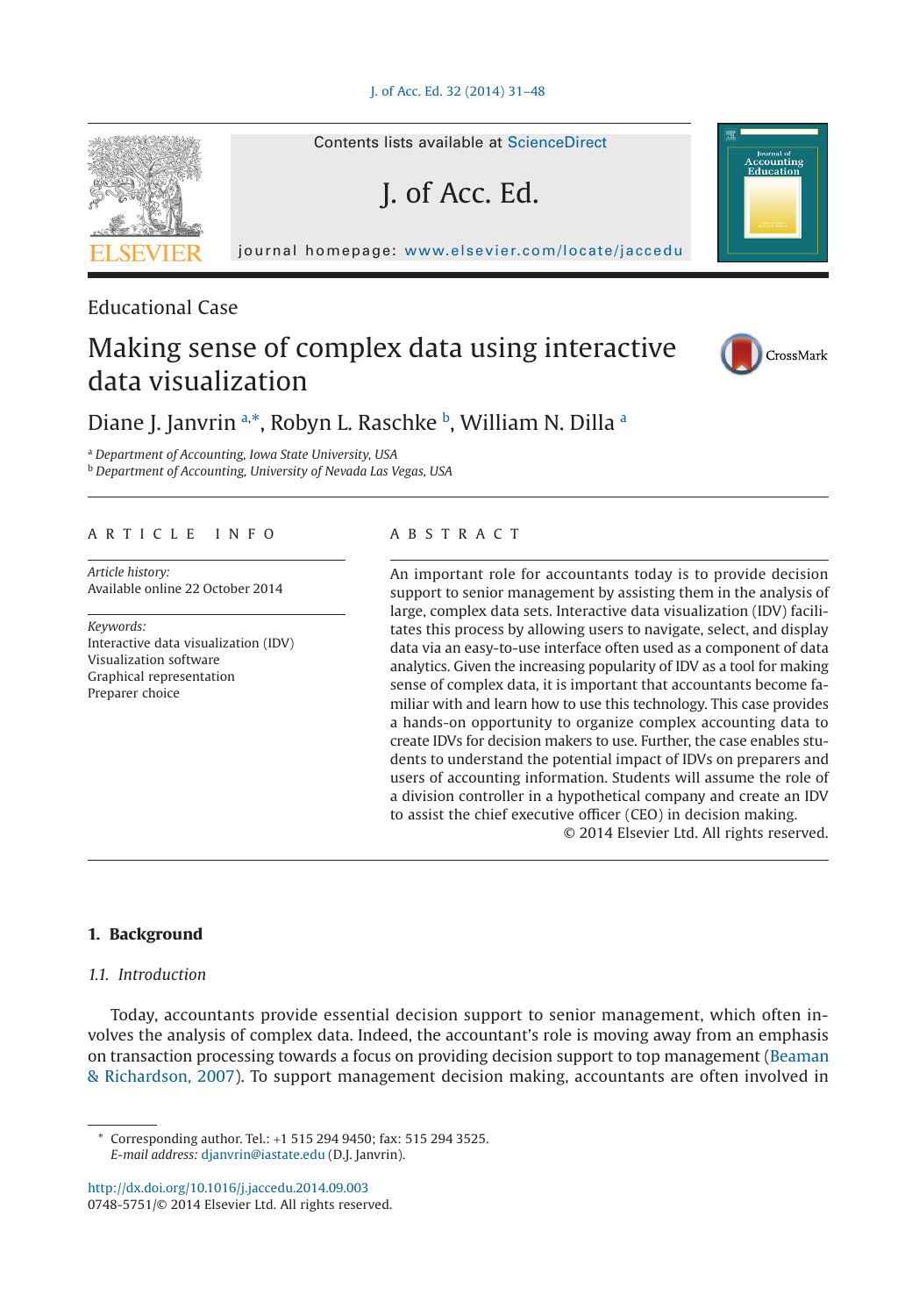Educational Case

# Making sense of complex data using interactive data visualization

Diane J. Janvrin [a,*], Robyn L. Raschke [b], William N. Dilla [a]

[a] *Department of Accounting, Iowa State University, USA*
[b] *Department of Accounting, University of Nevada Las Vegas, USA*

**ARTICLE INFO**

*Article history:*
Available online 22 October 2014

*Keywords:*
Interactive data visualization (IDV)
Visualization software
Graphical representation
Preparer choice

**ABSTRACT**

An important role for accountants today is to provide decision support to senior management by assisting them in the analysis of large, complex data sets. Interactive data visualization (IDV) facilitates this process by allowing users to navigate, select, and display data via an easy-to-use interface often used as a component of data analytics. Given the increasing popularity of IDV as a tool for making sense of complex data, it is important that accountants become familiar with and learn how to use this technology. This case provides a hands-on opportunity to organize complex accounting data to create IDVs for decision makers to use. Further, the case enables students to understand the potential impact of IDVs on preparers and users of accounting information. Students will assume the role of a division controller in a hypothetical company and create an IDV to assist the chief executive officer (CEO) in decision making.

© 2014 Elsevier Ltd. All rights reserved.

## 1. Background

### 1.1. Introduction

Today, accountants provide essential decision support to senior management, which often involves the analysis of complex data. Indeed, the accountant's role is moving away from an emphasis on transaction processing towards a focus on providing decision support to top management (Beaman & Richardson, 2007). To support management decision making, accountants are often involved in

---

\* Corresponding author. Tel.: +1 515 294 9450; fax: 515 294 3525.
*E-mail address:* djanvrin@iastate.edu (D.J. Janvrin).

http://dx.doi.org/10.1016/j.jaccedu.2014.09.003
0748-5751/© 2014 Elsevier Ltd. All rights reserved.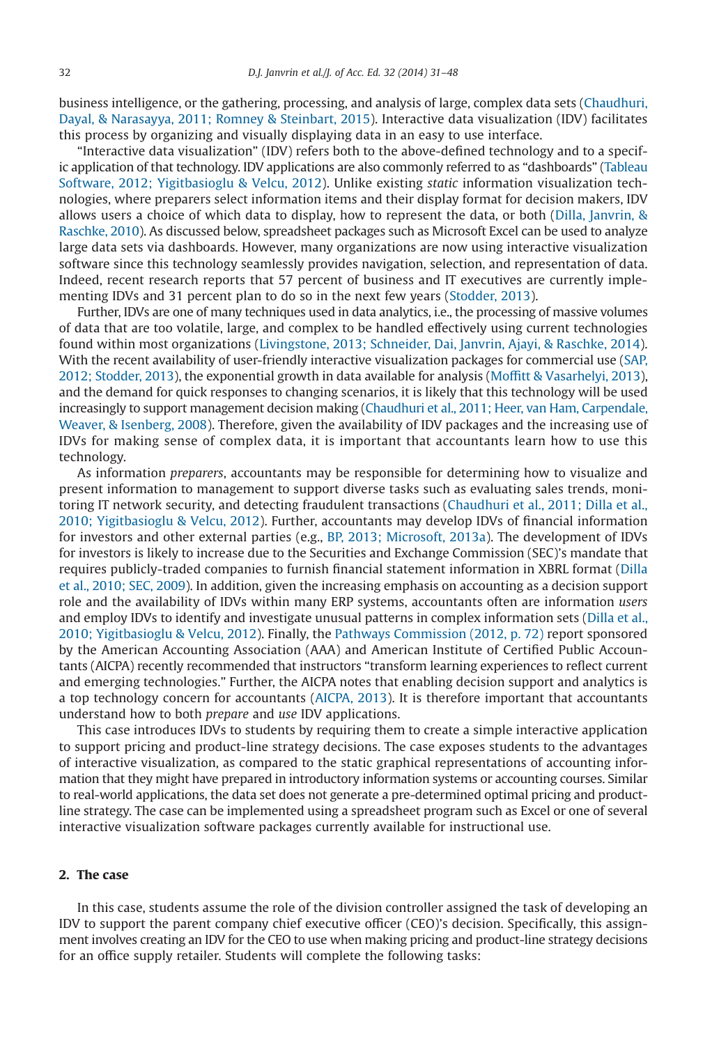business intelligence, or the gathering, processing, and analysis of large, complex data sets (Chaudhuri, Dayal, & Narasayya, 2011; Romney & Steinbart, 2015). Interactive data visualization (IDV) facilitates this process by organizing and visually displaying data in an easy to use interface.

"Interactive data visualization" (IDV) refers both to the above-defined technology and to a specific application of that technology. IDV applications are also commonly referred to as "dashboards" (Tableau Software, 2012; Yigitbasioglu & Velcu, 2012). Unlike existing *static* information visualization technologies, where preparers select information items and their display format for decision makers, IDV allows users a choice of which data to display, how to represent the data, or both (Dilla, Janvrin, & Raschke, 2010). As discussed below, spreadsheet packages such as Microsoft Excel can be used to analyze large data sets via dashboards. However, many organizations are now using interactive visualization software since this technology seamlessly provides navigation, selection, and representation of data. Indeed, recent research reports that 57 percent of business and IT executives are currently implementing IDVs and 31 percent plan to do so in the next few years (Stodder, 2013).

Further, IDVs are one of many techniques used in data analytics, i.e., the processing of massive volumes of data that are too volatile, large, and complex to be handled effectively using current technologies found within most organizations (Livingstone, 2013; Schneider, Dai, Janvrin, Ajayi, & Raschke, 2014). With the recent availability of user-friendly interactive visualization packages for commercial use (SAP, 2012; Stodder, 2013), the exponential growth in data available for analysis (Moffitt & Vasarhelyi, 2013), and the demand for quick responses to changing scenarios, it is likely that this technology will be used increasingly to support management decision making (Chaudhuri et al., 2011; Heer, van Ham, Carpendale, Weaver, & Isenberg, 2008). Therefore, given the availability of IDV packages and the increasing use of IDVs for making sense of complex data, it is important that accountants learn how to use this technology.

As information *preparers*, accountants may be responsible for determining how to visualize and present information to management to support diverse tasks such as evaluating sales trends, monitoring IT network security, and detecting fraudulent transactions (Chaudhuri et al., 2011; Dilla et al., 2010; Yigitbasioglu & Velcu, 2012). Further, accountants may develop IDVs of financial information for investors and other external parties (e.g., BP, 2013; Microsoft, 2013a). The development of IDVs for investors is likely to increase due to the Securities and Exchange Commission (SEC)'s mandate that requires publicly-traded companies to furnish financial statement information in XBRL format (Dilla et al., 2010; SEC, 2009). In addition, given the increasing emphasis on accounting as a decision support role and the availability of IDVs within many ERP systems, accountants often are information *users* and employ IDVs to identify and investigate unusual patterns in complex information sets (Dilla et al., 2010; Yigitbasioglu & Velcu, 2012). Finally, the Pathways Commission (2012, p. 72) report sponsored by the American Accounting Association (AAA) and American Institute of Certified Public Accountants (AICPA) recently recommended that instructors "transform learning experiences to reflect current and emerging technologies." Further, the AICPA notes that enabling decision support and analytics is a top technology concern for accountants (AICPA, 2013). It is therefore important that accountants understand how to both *prepare* and *use* IDV applications.

This case introduces IDVs to students by requiring them to create a simple interactive application to support pricing and product-line strategy decisions. The case exposes students to the advantages of interactive visualization, as compared to the static graphical representations of accounting information that they might have prepared in introductory information systems or accounting courses. Similar to real-world applications, the data set does not generate a pre-determined optimal pricing and product-line strategy. The case can be implemented using a spreadsheet program such as Excel or one of several interactive visualization software packages currently available for instructional use.

## 2. The case

In this case, students assume the role of the division controller assigned the task of developing an IDV to support the parent company chief executive officer (CEO)'s decision. Specifically, this assignment involves creating an IDV for the CEO to use when making pricing and product-line strategy decisions for an office supply retailer. Students will complete the following tasks: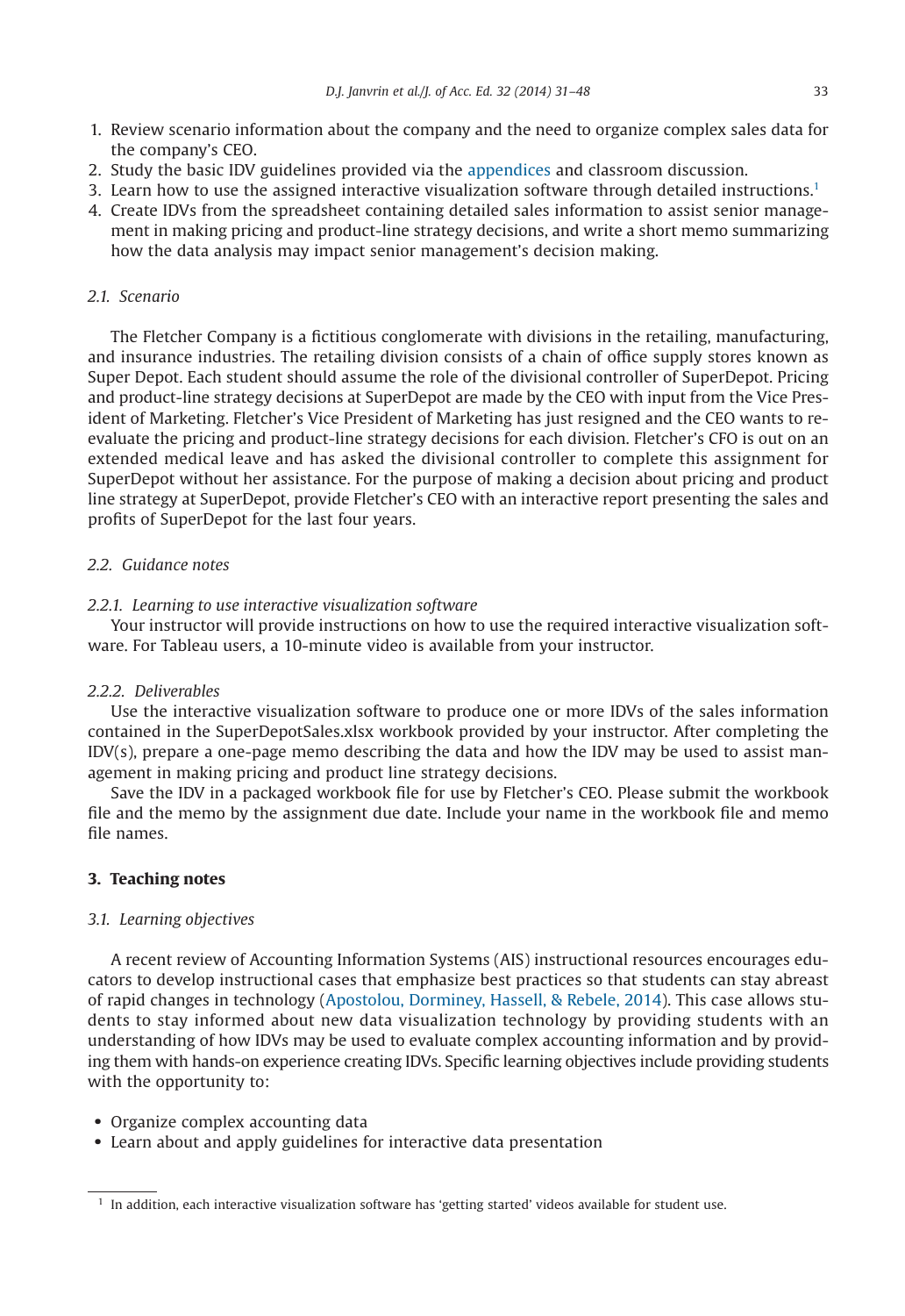1. Review scenario information about the company and the need to organize complex sales data for the company's CEO.
2. Study the basic IDV guidelines provided via the appendices and classroom discussion.
3. Learn how to use the assigned interactive visualization software through detailed instructions.[1]
4. Create IDVs from the spreadsheet containing detailed sales information to assist senior management in making pricing and product-line strategy decisions, and write a short memo summarizing how the data analysis may impact senior management's decision making.

### *2.1. Scenario*

The Fletcher Company is a fictitious conglomerate with divisions in the retailing, manufacturing, and insurance industries. The retailing division consists of a chain of office supply stores known as Super Depot. Each student should assume the role of the divisional controller of SuperDepot. Pricing and product-line strategy decisions at SuperDepot are made by the CEO with input from the Vice President of Marketing. Fletcher's Vice President of Marketing has just resigned and the CEO wants to re-evaluate the pricing and product-line strategy decisions for each division. Fletcher's CFO is out on an extended medical leave and has asked the divisional controller to complete this assignment for SuperDepot without her assistance. For the purpose of making a decision about pricing and product line strategy at SuperDepot, provide Fletcher's CEO with an interactive report presenting the sales and profits of SuperDepot for the last four years.

### *2.2. Guidance notes*

#### *2.2.1. Learning to use interactive visualization software*

Your instructor will provide instructions on how to use the required interactive visualization software. For Tableau users, a 10-minute video is available from your instructor.

#### *2.2.2. Deliverables*

Use the interactive visualization software to produce one or more IDVs of the sales information contained in the SuperDepotSales.xlsx workbook provided by your instructor. After completing the IDV(s), prepare a one-page memo describing the data and how the IDV may be used to assist management in making pricing and product line strategy decisions.

Save the IDV in a packaged workbook file for use by Fletcher's CEO. Please submit the workbook file and the memo by the assignment due date. Include your name in the workbook file and memo file names.

## 3. Teaching notes

### *3.1. Learning objectives*

A recent review of Accounting Information Systems (AIS) instructional resources encourages educators to develop instructional cases that emphasize best practices so that students can stay abreast of rapid changes in technology (Apostolou, Dorminey, Hassell, & Rebele, 2014). This case allows students to stay informed about new data visualization technology by providing students with an understanding of how IDVs may be used to evaluate complex accounting information and by providing them with hands-on experience creating IDVs. Specific learning objectives include providing students with the opportunity to:

- Organize complex accounting data
- Learn about and apply guidelines for interactive data presentation

[1] In addition, each interactive visualization software has 'getting started' videos available for student use.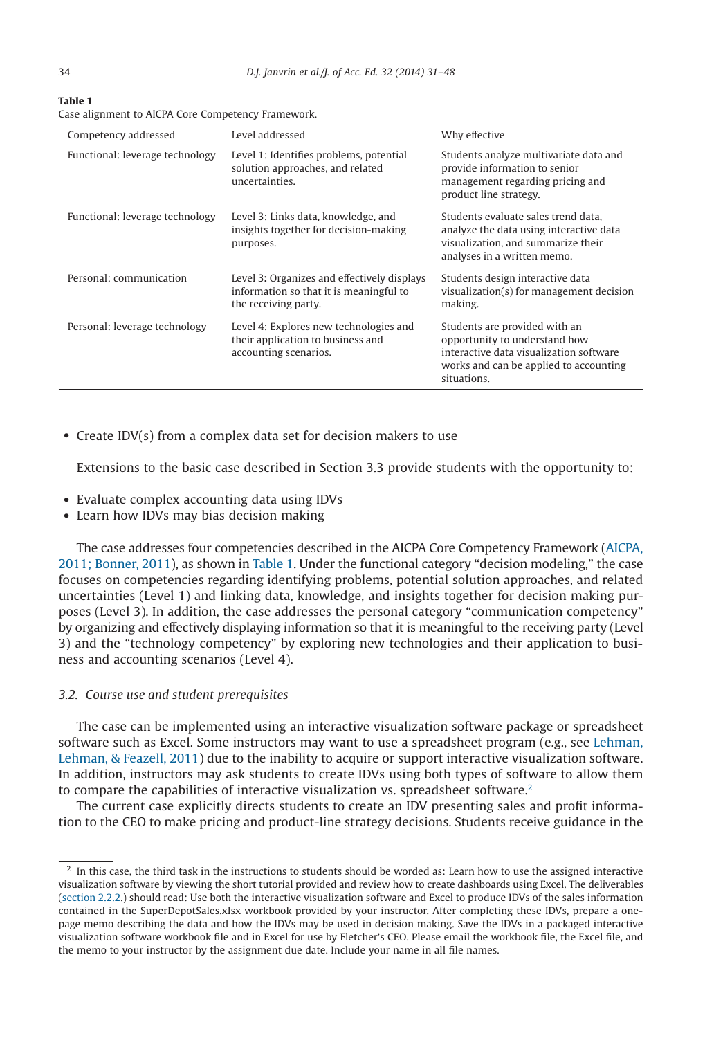**Table 1**
Case alignment to AICPA Core Competency Framework.

| Competency addressed | Level addressed | Why effective |
| --- | --- | --- |
| Functional: leverage technology | Level 1: Identifies problems, potential solution approaches, and related uncertainties. | Students analyze multivariate data and provide information to senior management regarding pricing and product line strategy. |
| Functional: leverage technology | Level 3: Links data, knowledge, and insights together for decision-making purposes. | Students evaluate sales trend data, analyze the data using interactive data visualization, and summarize their analyses in a written memo. |
| Personal: communication | Level 3**:** Organizes and effectively displays information so that it is meaningful to the receiving party. | Students design interactive data visualization(s) for management decision making. |
| Personal: leverage technology | Level 4: Explores new technologies and their application to business and accounting scenarios. | Students are provided with an opportunity to understand how interactive data visualization software works and can be applied to accounting situations. |

- Create IDV(s) from a complex data set for decision makers to use

  Extensions to the basic case described in Section 3.3 provide students with the opportunity to:

- Evaluate complex accounting data using IDVs
- Learn how IDVs may bias decision making

The case addresses four competencies described in the AICPA Core Competency Framework (AICPA, 2011; Bonner, 2011), as shown in Table 1. Under the functional category "decision modeling," the case focuses on competencies regarding identifying problems, potential solution approaches, and related uncertainties (Level 1) and linking data, knowledge, and insights together for decision making purposes (Level 3). In addition, the case addresses the personal category "communication competency" by organizing and effectively displaying information so that it is meaningful to the receiving party (Level 3) and the "technology competency" by exploring new technologies and their application to business and accounting scenarios (Level 4).

### *3.2. Course use and student prerequisites*

The case can be implemented using an interactive visualization software package or spreadsheet software such as Excel. Some instructors may want to use a spreadsheet program (e.g., see Lehman, Lehman, & Feazell, 2011) due to the inability to acquire or support interactive visualization software. In addition, instructors may ask students to create IDVs using both types of software to allow them to compare the capabilities of interactive visualization vs. spreadsheet software.[2]

The current case explicitly directs students to create an IDV presenting sales and profit information to the CEO to make pricing and product-line strategy decisions. Students receive guidance in the

[2] In this case, the third task in the instructions to students should be worded as: Learn how to use the assigned interactive visualization software by viewing the short tutorial provided and review how to create dashboards using Excel. The deliverables (section 2.2.2.) should read: Use both the interactive visualization software and Excel to produce IDVs of the sales information contained in the SuperDepotSales.xlsx workbook provided by your instructor. After completing these IDVs, prepare a one-page memo describing the data and how the IDVs may be used in decision making. Save the IDVs in a packaged interactive visualization software workbook file and in Excel for use by Fletcher's CEO. Please email the workbook file, the Excel file, and the memo to your instructor by the assignment due date. Include your name in all file names.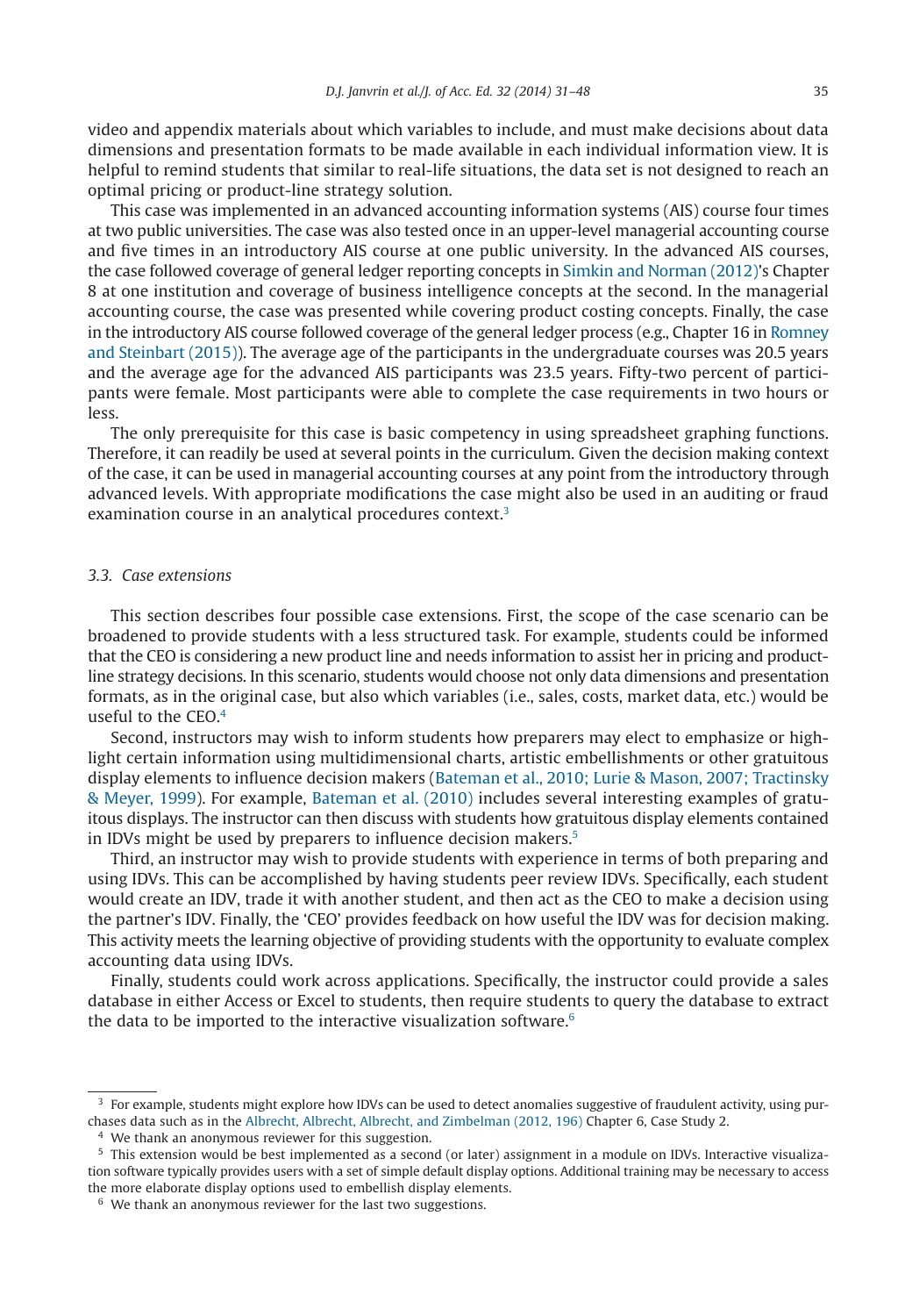video and appendix materials about which variables to include, and must make decisions about data dimensions and presentation formats to be made available in each individual information view. It is helpful to remind students that similar to real-life situations, the data set is not designed to reach an optimal pricing or product-line strategy solution.

This case was implemented in an advanced accounting information systems (AIS) course four times at two public universities. The case was also tested once in an upper-level managerial accounting course and five times in an introductory AIS course at one public university. In the advanced AIS courses, the case followed coverage of general ledger reporting concepts in Simkin and Norman (2012)'s Chapter 8 at one institution and coverage of business intelligence concepts at the second. In the managerial accounting course, the case was presented while covering product costing concepts. Finally, the case in the introductory AIS course followed coverage of the general ledger process (e.g., Chapter 16 in Romney and Steinbart (2015)). The average age of the participants in the undergraduate courses was 20.5 years and the average age for the advanced AIS participants was 23.5 years. Fifty-two percent of participants were female. Most participants were able to complete the case requirements in two hours or less.

The only prerequisite for this case is basic competency in using spreadsheet graphing functions. Therefore, it can readily be used at several points in the curriculum. Given the decision making context of the case, it can be used in managerial accounting courses at any point from the introductory through advanced levels. With appropriate modifications the case might also be used in an auditing or fraud examination course in an analytical procedures context.[3]

### 3.3. *Case extensions*

This section describes four possible case extensions. First, the scope of the case scenario can be broadened to provide students with a less structured task. For example, students could be informed that the CEO is considering a new product line and needs information to assist her in pricing and product-line strategy decisions. In this scenario, students would choose not only data dimensions and presentation formats, as in the original case, but also which variables (i.e., sales, costs, market data, etc.) would be useful to the CEO.[4]

Second, instructors may wish to inform students how preparers may elect to emphasize or highlight certain information using multidimensional charts, artistic embellishments or other gratuitous display elements to influence decision makers (Bateman et al., 2010; Lurie & Mason, 2007; Tractinsky & Meyer, 1999). For example, Bateman et al. (2010) includes several interesting examples of gratuitous displays. The instructor can then discuss with students how gratuitous display elements contained in IDVs might be used by preparers to influence decision makers.[5]

Third, an instructor may wish to provide students with experience in terms of both preparing and using IDVs. This can be accomplished by having students peer review IDVs. Specifically, each student would create an IDV, trade it with another student, and then act as the CEO to make a decision using the partner's IDV. Finally, the 'CEO' provides feedback on how useful the IDV was for decision making. This activity meets the learning objective of providing students with the opportunity to evaluate complex accounting data using IDVs.

Finally, students could work across applications. Specifically, the instructor could provide a sales database in either Access or Excel to students, then require students to query the database to extract the data to be imported to the interactive visualization software.[6]

---

[3] For example, students might explore how IDVs can be used to detect anomalies suggestive of fraudulent activity, using purchases data such as in the Albrecht, Albrecht, Albrecht, and Zimbelman (2012, 196) Chapter 6, Case Study 2.

[4] We thank an anonymous reviewer for this suggestion.

[5] This extension would be best implemented as a second (or later) assignment in a module on IDVs. Interactive visualization software typically provides users with a set of simple default display options. Additional training may be necessary to access the more elaborate display options used to embellish display elements.

[6] We thank an anonymous reviewer for the last two suggestions.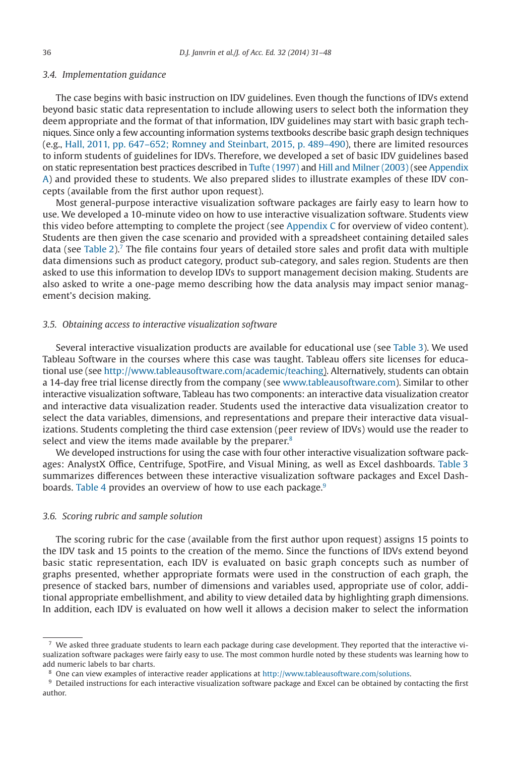### 3.4. Implementation guidance

The case begins with basic instruction on IDV guidelines. Even though the functions of IDVs extend beyond basic static data representation to include allowing users to select both the information they deem appropriate and the format of that information, IDV guidelines may start with basic graph techniques. Since only a few accounting information systems textbooks describe basic graph design techniques (e.g., Hall, 2011, pp. 647–652; Romney and Steinbart, 2015, p. 489–490), there are limited resources to inform students of guidelines for IDVs. Therefore, we developed a set of basic IDV guidelines based on static representation best practices described in Tufte (1997) and Hill and Milner (2003) (see Appendix A) and provided these to students. We also prepared slides to illustrate examples of these IDV concepts (available from the first author upon request).

Most general-purpose interactive visualization software packages are fairly easy to learn how to use. We developed a 10-minute video on how to use interactive visualization software. Students view this video before attempting to complete the project (see Appendix C for overview of video content). Students are then given the case scenario and provided with a spreadsheet containing detailed sales data (see Table 2).[7] The file contains four years of detailed store sales and profit data with multiple data dimensions such as product category, product sub-category, and sales region. Students are then asked to use this information to develop IDVs to support management decision making. Students are also asked to write a one-page memo describing how the data analysis may impact senior management's decision making.

### 3.5. Obtaining access to interactive visualization software

Several interactive visualization products are available for educational use (see Table 3). We used Tableau Software in the courses where this case was taught. Tableau offers site licenses for educational use (see http://www.tableausoftware.com/academic/teaching). Alternatively, students can obtain a 14-day free trial license directly from the company (see www.tableausoftware.com). Similar to other interactive visualization software, Tableau has two components: an interactive data visualization creator and interactive data visualization reader. Students used the interactive data visualization creator to select the data variables, dimensions, and representations and prepare their interactive data visualizations. Students completing the third case extension (peer review of IDVs) would use the reader to select and view the items made available by the preparer.[8]

We developed instructions for using the case with four other interactive visualization software packages: AnalystX Office, Centrifuge, SpotFire, and Visual Mining, as well as Excel dashboards. Table 3 summarizes differences between these interactive visualization software packages and Excel Dashboards. Table 4 provides an overview of how to use each package.[9]

### 3.6. Scoring rubric and sample solution

The scoring rubric for the case (available from the first author upon request) assigns 15 points to the IDV task and 15 points to the creation of the memo. Since the functions of IDVs extend beyond basic static representation, each IDV is evaluated on basic graph concepts such as number of graphs presented, whether appropriate formats were used in the construction of each graph, the presence of stacked bars, number of dimensions and variables used, appropriate use of color, additional appropriate embellishment, and ability to view detailed data by highlighting graph dimensions. In addition, each IDV is evaluated on how well it allows a decision maker to select the information

---

[7] We asked three graduate students to learn each package during case development. They reported that the interactive visualization software packages were fairly easy to use. The most common hurdle noted by these students was learning how to add numeric labels to bar charts.

[8] One can view examples of interactive reader applications at http://www.tableausoftware.com/solutions.

[9] Detailed instructions for each interactive visualization software package and Excel can be obtained by contacting the first author.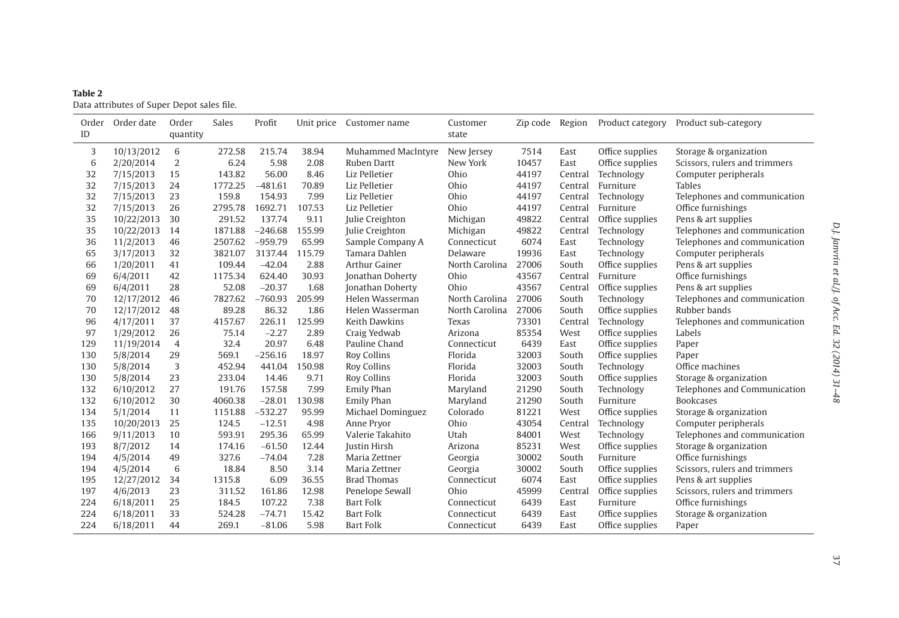**Table 2**
Data attributes of Super Depot sales file.

| Order ID | Order date | Order quantity | Sales | Profit | Unit price | Customer name | Customer state | Zip code | Region | Product category | Product sub-category |
|---|---|---|---|---|---|---|---|---|---|---|---|
| 3 | 10/13/2012 | 6 | 272.58 | 215.74 | 38.94 | Muhammed MacIntyre | New Jersey | 7514 | East | Office supplies | Storage & organization |
| 6 | 2/20/2014 | 2 | 6.24 | 5.98 | 2.08 | Ruben Dartt | New York | 10457 | East | Office supplies | Scissors, rulers and trimmers |
| 32 | 7/15/2013 | 15 | 143.82 | 56.00 | 8.46 | Liz Pelletier | Ohio | 44197 | Central | Technology | Computer peripherals |
| 32 | 7/15/2013 | 24 | 1772.25 | −481.61 | 70.89 | Liz Pelletier | Ohio | 44197 | Central | Furniture | Tables |
| 32 | 7/15/2013 | 23 | 159.8 | 154.93 | 7.99 | Liz Pelletier | Ohio | 44197 | Central | Technology | Telephones and communication |
| 32 | 7/15/2013 | 26 | 2795.78 | 1692.71 | 107.53 | Liz Pelletier | Ohio | 44197 | Central | Furniture | Office furnishings |
| 35 | 10/22/2013 | 30 | 291.52 | 137.74 | 9.11 | Julie Creighton | Michigan | 49822 | Central | Office supplies | Pens & art supplies |
| 35 | 10/22/2013 | 14 | 1871.88 | −246.68 | 155.99 | Julie Creighton | Michigan | 49822 | Central | Technology | Telephones and communication |
| 36 | 11/2/2013 | 46 | 2507.62 | −959.79 | 65.99 | Sample Company A | Connecticut | 6074 | East | Technology | Telephones and communication |
| 65 | 3/17/2013 | 32 | 3821.07 | 3137.44 | 115.79 | Tamara Dahlen | Delaware | 19936 | East | Technology | Computer peripherals |
| 66 | 1/20/2011 | 41 | 109.44 | −42.04 | 2.88 | Arthur Gainer | North Carolina | 27006 | South | Office supplies | Pens & art supplies |
| 69 | 6/4/2011 | 42 | 1175.34 | 624.40 | 30.93 | Jonathan Doherty | Ohio | 43567 | Central | Furniture | Office furnishings |
| 69 | 6/4/2011 | 28 | 52.08 | −20.37 | 1.68 | Jonathan Doherty | Ohio | 43567 | Central | Office supplies | Pens & art supplies |
| 70 | 12/17/2012 | 46 | 7827.62 | −760.93 | 205.99 | Helen Wasserman | North Carolina | 27006 | South | Technology | Telephones and communication |
| 70 | 12/17/2012 | 48 | 89.28 | 86.32 | 1.86 | Helen Wasserman | North Carolina | 27006 | South | Office supplies | Rubber bands |
| 96 | 4/17/2011 | 37 | 4157.67 | 226.11 | 125.99 | Keith Dawkins | Texas | 73301 | Central | Technology | Telephones and communication |
| 97 | 1/29/2012 | 26 | 75.14 | −2.27 | 2.89 | Craig Yedwab | Arizona | 85354 | West | Office supplies | Labels |
| 129 | 11/19/2014 | 4 | 32.4 | 20.97 | 6.48 | Pauline Chand | Connecticut | 6439 | East | Office supplies | Paper |
| 130 | 5/8/2014 | 29 | 569.1 | −256.16 | 18.97 | Roy Collins | Florida | 32003 | South | Office supplies | Paper |
| 130 | 5/8/2014 | 3 | 452.94 | 441.04 | 150.98 | Roy Collins | Florida | 32003 | South | Technology | Office machines |
| 130 | 5/8/2014 | 23 | 233.04 | 14.46 | 9.71 | Roy Collins | Florida | 32003 | South | Office supplies | Storage & organization |
| 132 | 6/10/2012 | 27 | 191.76 | 157.58 | 7.99 | Emily Phan | Maryland | 21290 | South | Technology | Telephones and communication |
| 132 | 6/10/2012 | 30 | 4060.38 | −28.01 | 130.98 | Emily Phan | Maryland | 21290 | South | Furniture | Bookcases |
| 134 | 5/1/2014 | 11 | 1151.88 | −532.27 | 95.99 | Michael Dominguez | Colorado | 81221 | West | Office supplies | Storage & organization |
| 135 | 10/20/2013 | 25 | 124.5 | −12.51 | 4.98 | Anne Pryor | Ohio | 43054 | Central | Technology | Computer peripherals |
| 166 | 9/11/2013 | 10 | 593.91 | 295.36 | 65.99 | Valerie Takahito | Utah | 84001 | West | Technology | Telephones and communication |
| 193 | 8/7/2012 | 14 | 174.16 | −61.50 | 12.44 | Justin Hirsh | Arizona | 85231 | West | Office supplies | Storage & organization |
| 194 | 4/5/2014 | 49 | 327.6 | −74.04 | 7.28 | Maria Zettner | Georgia | 30002 | South | Furniture | Office furnishings |
| 194 | 4/5/2014 | 6 | 18.84 | 8.50 | 3.14 | Maria Zettner | Georgia | 30002 | South | Office supplies | Scissors, rulers and trimmers |
| 195 | 12/27/2012 | 34 | 1315.8 | 6.09 | 36.55 | Brad Thomas | Connecticut | 6074 | East | Office supplies | Pens & art supplies |
| 197 | 4/6/2013 | 23 | 311.52 | 161.86 | 12.98 | Penelope Sewall | Ohio | 45999 | Central | Office supplies | Scissors, rulers and trimmers |
| 224 | 6/18/2011 | 25 | 184.5 | 107.22 | 7.38 | Bart Folk | Connecticut | 6439 | East | Furniture | Office furnishings |
| 224 | 6/18/2011 | 33 | 524.28 | −74.71 | 15.42 | Bart Folk | Connecticut | 6439 | East | Office supplies | Storage & organization |
| 224 | 6/18/2011 | 44 | 269.1 | −81.06 | 5.98 | Bart Folk | Connecticut | 6439 | East | Office supplies | Paper |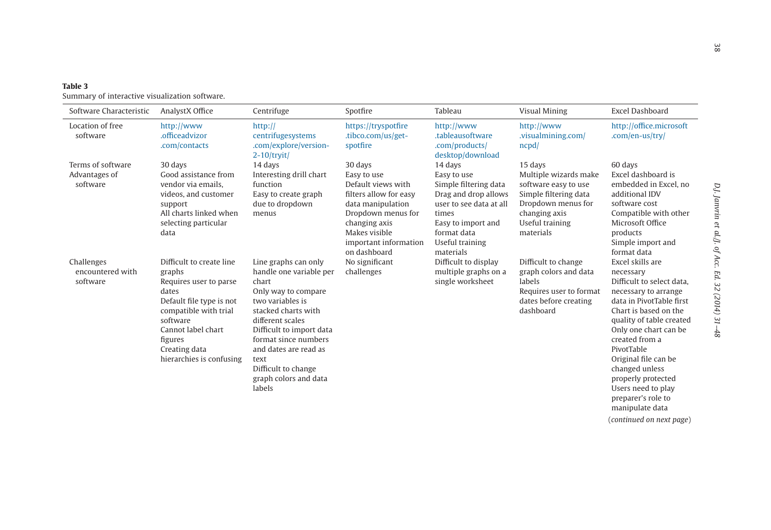**Table 3**
Summary of interactive visualization software.

| Software Characteristic | AnalystX Office | Centrifuge | Spotfire | Tableau | Visual Mining | Excel Dashboard |
|---|---|---|---|---|---|---|
| Location of free software | http://www.officeadvizor.com/contacts | http://centrifugesystems.com/explore/version-2-10/tryit/ | https://tryspotfire.tibco.com/us/get-spotfire | http://www.tableausoftware.com/products/desktop/download | http://www.visualmining.com/ncpd/ | http://office.microsoft.com/en-us/try/ |
| Terms of software | 30 days | 14 days | 30 days | 14 days | 15 days | 60 days |
| Advantages of software | Good assistance from vendor via emails, videos, and customer support<br>All charts linked when selecting particular data | Interesting drill chart function<br>Easy to create graph due to dropdown menus | Easy to use<br>Default views with filters allow for easy data manipulation<br>Dropdown menus for changing axis<br>Makes visible important information on dashboard | Easy to use<br>Simple filtering data<br>Drag and drop allows user to see data at all times<br>Easy to import and format data<br>Useful training materials | Multiple wizards make software easy to use<br>Simple filtering data<br>Dropdown menus for changing axis<br>Useful training materials | Excel dashboard is embedded in Excel, no additional IDV software cost<br>Compatible with other Microsoft Office products<br>Simple import and format data |
| Challenges encountered with software | Difficult to create line graphs<br>Requires user to parse dates<br>Default file type is not compatible with trial software<br>Cannot label chart figures<br>Creating data hierarchies is confusing | Line graphs can only handle one variable per chart<br>Only way to compare two variables is stacked charts with different scales<br>Difficult to import data format since numbers and dates are read as text<br>Difficult to change graph colors and data labels | No significant challenges | Difficult to display multiple graphs on a single worksheet | Difficult to change graph colors and data labels<br>Requires user to format dates before creating dashboard | Excel skills are necessary<br>Difficult to select data, necessary to arrange data in PivotTable first<br>Chart is based on the quality of table created<br>Only one chart can be created from a PivotTable<br>Original file can be changed unless properly protected<br>Users need to play preparer's role to manipulate data |

(*continued on next page*)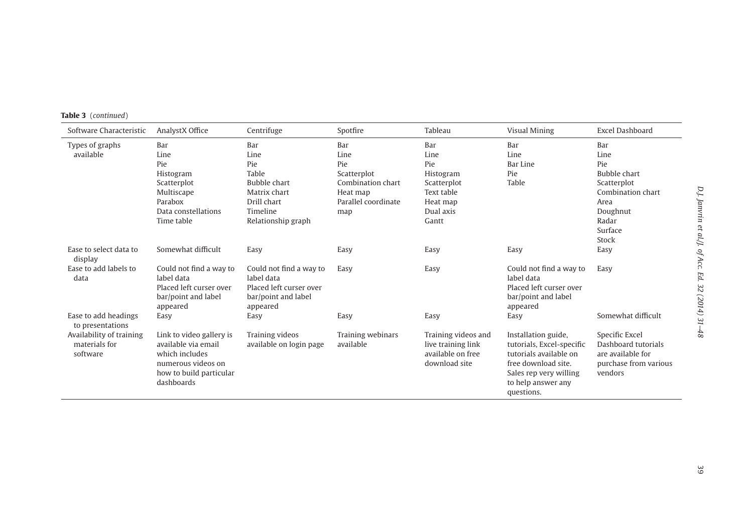**Table 3** (*continued*)

| Software Characteristic | AnalystX Office | Centrifuge | Spotfire | Tableau | Visual Mining | Excel Dashboard |
|---|---|---|---|---|---|---|
| Types of graphs available | Bar<br>Line<br>Pie<br>Histogram<br>Scatterplot<br>Multiscape<br>Parabox<br>Data constellations<br>Time table | Bar<br>Line<br>Pie<br>Table<br>Bubble chart<br>Matrix chart<br>Drill chart<br>Timeline<br>Relationship graph | Bar<br>Line<br>Pie<br>Scatterplot<br>Combination chart<br>Heat map<br>Parallel coordinate map | Bar<br>Line<br>Pie<br>Histogram<br>Scatterplot<br>Text table<br>Heat map<br>Dual axis<br>Gantt | Bar<br>Line<br>Bar Line<br>Pie<br>Table | Bar<br>Line<br>Pie<br>Bubble chart<br>Scatterplot<br>Combination chart<br>Area<br>Doughnut<br>Radar<br>Surface<br>Stock |
| Ease to select data to display | Somewhat difficult | Easy | Easy | Easy | Easy | Easy |
| Ease to add labels to data | Could not find a way to label data<br>Placed left curser over bar/point and label appeared | Could not find a way to label data<br>Placed left curser over bar/point and label appeared | Easy | Easy | Could not find a way to label data<br>Placed left curser over bar/point and label appeared | Easy |
| Ease to add headings to presentations | Easy | Easy | Easy | Easy | Easy | Somewhat difficult |
| Availability of training materials for software | Link to video gallery is available via email which includes numerous videos on how to build particular dashboards | Training videos available on login page | Training webinars available | Training videos and live training link available on free download site | Installation guide, tutorials, Excel-specific tutorials available on free download site. Sales rep very willing to help answer any questions. | Specific Excel Dashboard tutorials are available for purchase from various vendors |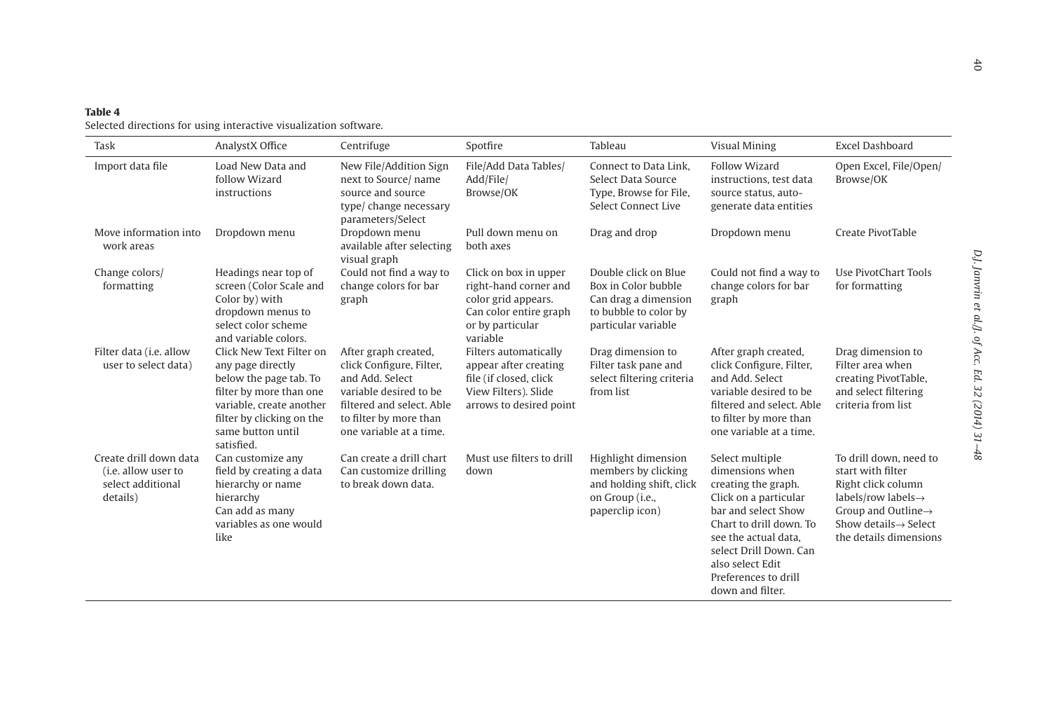**Table 4**
Selected directions for using interactive visualization software.

| Task | AnalystX Office | Centrifuge | Spotfire | Tableau | Visual Mining | Excel Dashboard |
|---|---|---|---|---|---|---|
| Import data file | Load New Data and follow Wizard instructions | New File/Addition Sign next to Source/ name source and source type/ change necessary parameters/Select | File/Add Data Tables/ Add/File/ Browse/OK | Connect to Data Link, Select Data Source Type, Browse for File, Select Connect Live | Follow Wizard instructions, test data source status, auto-generate data entities | Open Excel, File/Open/ Browse/OK |
| Move information into work areas | Dropdown menu | Dropdown menu available after selecting visual graph | Pull down menu on both axes | Drag and drop | Dropdown menu | Create PivotTable |
| Change colors/ formatting | Headings near top of screen (Color Scale and Color by) with dropdown menus to select color scheme and variable colors. | Could not find a way to change colors for bar graph | Click on box in upper right-hand corner and color grid appears. Can color entire graph or by particular variable | Double click on Blue Box in Color bubble Can drag a dimension to bubble to color by particular variable | Could not find a way to change colors for bar graph | Use PivotChart Tools for formatting |
| Filter data (i.e. allow user to select data) | Click New Text Filter on any page directly below the page tab. To filter by more than one variable, create another filter by clicking on the same button until satisfied. | After graph created, click Configure, Filter, and Add. Select variable desired to be filtered and select. Able to filter by more than one variable at a time. | Filters automatically appear after creating file (if closed, click View Filters). Slide arrows to desired point | Drag dimension to Filter task pane and select filtering criteria from list | After graph created, click Configure, Filter, and Add. Select variable desired to be filtered and select. Able to filter by more than one variable at a time. | Drag dimension to Filter area when creating PivotTable, and select filtering criteria from list |
| Create drill down data (i.e. allow user to select additional details) | Can customize any field by creating a data hierarchy or name hierarchy<br>Can add as many variables as one would like | Can create a drill chart Can customize drilling to break down data. | Must use filters to drill down | Highlight dimension members by clicking and holding shift, click on Group (i.e., paperclip icon) | Select multiple dimensions when creating the graph. Click on a particular bar and select Show Chart to drill down. To see the actual data, select Drill Down. Can also select Edit Preferences to drill down and filter. | To drill down, need to start with filter Right click column labels/row labels→ Group and Outline→ Show details→ Select the details dimensions |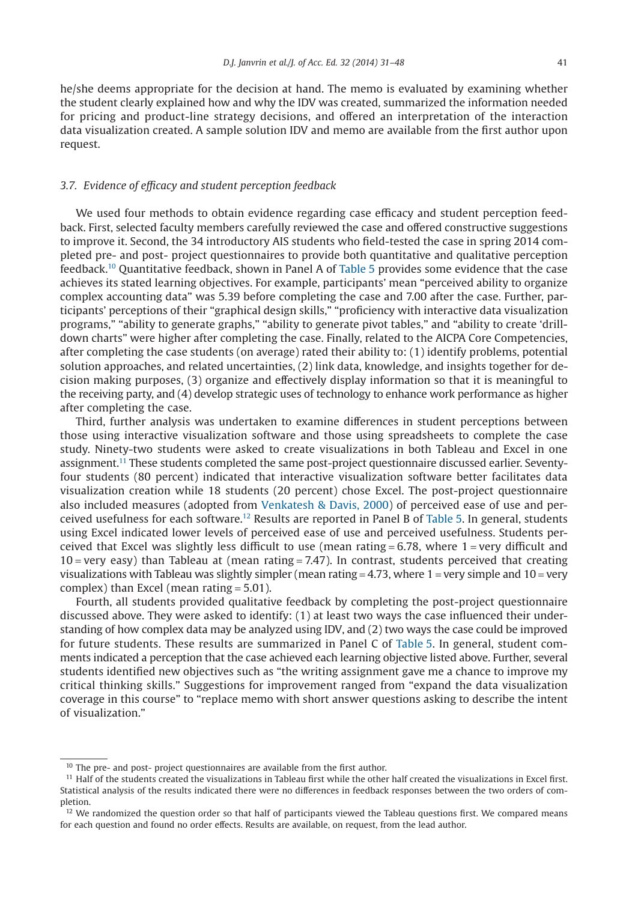he/she deems appropriate for the decision at hand. The memo is evaluated by examining whether the student clearly explained how and why the IDV was created, summarized the information needed for pricing and product-line strategy decisions, and offered an interpretation of the interaction data visualization created. A sample solution IDV and memo are available from the first author upon request.

### 3.7. Evidence of efficacy and student perception feedback

We used four methods to obtain evidence regarding case efficacy and student perception feedback. First, selected faculty members carefully reviewed the case and offered constructive suggestions to improve it. Second, the 34 introductory AIS students who field-tested the case in spring 2014 completed pre- and post- project questionnaires to provide both quantitative and qualitative perception feedback.[10] Quantitative feedback, shown in Panel A of Table 5 provides some evidence that the case achieves its stated learning objectives. For example, participants' mean "perceived ability to organize complex accounting data" was 5.39 before completing the case and 7.00 after the case. Further, participants' perceptions of their "graphical design skills," "proficiency with interactive data visualization programs," "ability to generate graphs," "ability to generate pivot tables," and "ability to create 'drill-down charts" were higher after completing the case. Finally, related to the AICPA Core Competencies, after completing the case students (on average) rated their ability to: (1) identify problems, potential solution approaches, and related uncertainties, (2) link data, knowledge, and insights together for decision making purposes, (3) organize and effectively display information so that it is meaningful to the receiving party, and (4) develop strategic uses of technology to enhance work performance as higher after completing the case.

Third, further analysis was undertaken to examine differences in student perceptions between those using interactive visualization software and those using spreadsheets to complete the case study. Ninety-two students were asked to create visualizations in both Tableau and Excel in one assignment.[11] These students completed the same post-project questionnaire discussed earlier. Seventy-four students (80 percent) indicated that interactive visualization software better facilitates data visualization creation while 18 students (20 percent) chose Excel. The post-project questionnaire also included measures (adopted from Venkatesh & Davis, 2000) of perceived ease of use and perceived usefulness for each software.[12] Results are reported in Panel B of Table 5. In general, students using Excel indicated lower levels of perceived ease of use and perceived usefulness. Students perceived that Excel was slightly less difficult to use (mean rating = 6.78, where 1 = very difficult and 10 = very easy) than Tableau at (mean rating = 7.47). In contrast, students perceived that creating visualizations with Tableau was slightly simpler (mean rating = 4.73, where 1 = very simple and 10 = very complex) than Excel (mean rating = 5.01).

Fourth, all students provided qualitative feedback by completing the post-project questionnaire discussed above. They were asked to identify: (1) at least two ways the case influenced their understanding of how complex data may be analyzed using IDV, and (2) two ways the case could be improved for future students. These results are summarized in Panel C of Table 5. In general, student comments indicated a perception that the case achieved each learning objective listed above. Further, several students identified new objectives such as "the writing assignment gave me a chance to improve my critical thinking skills." Suggestions for improvement ranged from "expand the data visualization coverage in this course" to "replace memo with short answer questions asking to describe the intent of visualization."

---

[10] The pre- and post- project questionnaires are available from the first author.

[11] Half of the students created the visualizations in Tableau first while the other half created the visualizations in Excel first. Statistical analysis of the results indicated there were no differences in feedback responses between the two orders of completion.

[12] We randomized the question order so that half of participants viewed the Tableau questions first. We compared means for each question and found no order effects. Results are available, on request, from the lead author.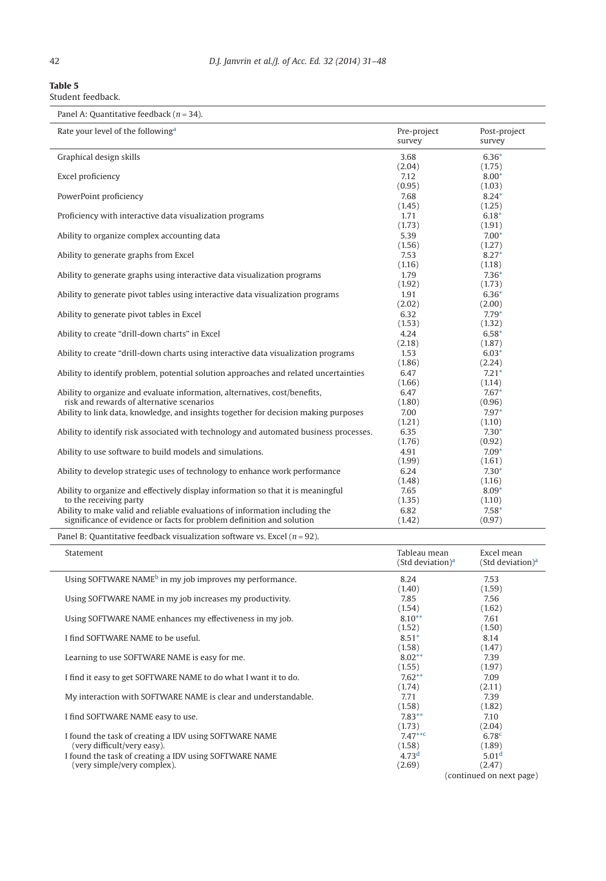**Table 5**
Student feedback.

Panel A: Quantitative feedback ($n = 34$).

| Rate your level of the following[a] | Pre-project survey | Post-project survey |
|---|---|---|
| Graphical design skills | 3.68 (2.04) | 6.36* (1.75) |
| Excel proficiency | 7.12 (0.95) | 8.00* (1.03) |
| PowerPoint proficiency | 7.68 (1.45) | 8.24* (1.25) |
| Proficiency with interactive data visualization programs | 1.71 (1.73) | 6.18* (1.91) |
| Ability to organize complex accounting data | 5.39 (1.56) | 7.00* (1.27) |
| Ability to generate graphs from Excel | 7.53 (1.16) | 8.27* (1.18) |
| Ability to generate graphs using interactive data visualization programs | 1.79 (1.92) | 7.36* (1.73) |
| Ability to generate pivot tables using interactive data visualization programs | 1.91 (2.02) | 6.36* (2.00) |
| Ability to generate pivot tables in Excel | 6.32 (1.53) | 7.79* (1.32) |
| Ability to create "drill-down charts" in Excel | 4.24 (2.18) | 6.58* (1.87) |
| Ability to create "drill-down charts using interactive data visualization programs | 1.53 (1.86) | 6.03* (2.24) |
| Ability to identify problem, potential solution approaches and related uncertainties | 6.47 (1.66) | 7.21* (1.14) |
| Ability to organize and evaluate information, alternatives, cost/benefits, risk and rewards of alternative scenarios | 6.47 (1.80) | 7.67* (0.96) |
| Ability to link data, knowledge, and insights together for decision making purposes | 7.00 (1.21) | 7.97* (1.10) |
| Ability to identify risk associated with technology and automated business processes. | 6.35 (1.76) | 7.30* (0.92) |
| Ability to use software to build models and simulations. | 4.91 (1.99) | 7.09* (1.61) |
| Ability to develop strategic uses of technology to enhance work performance | 6.24 (1.48) | 7.30* (1.16) |
| Ability to organize and effectively display information so that it is meaningful to the receiving party | 7.65 (1.35) | 8.09* (1.10) |
| Ability to make valid and reliable evaluations of information including the significance of evidence or facts for problem definition and solution | 6.82 (1.42) | 7.58* (0.97) |

Panel B: Quantitative feedback visualization software vs. Excel ($n = 92$).

| Statement | Tableau mean (Std deviation)[a] | Excel mean (Std deviation)[a] |
|---|---|---|
| Using SOFTWARE NAME[b] in my job improves my performance. | 8.24 (1.40) | 7.53 (1.59) |
| Using SOFTWARE NAME in my job increases my productivity. | 7.85 (1.54) | 7.56 (1.62) |
| Using SOFTWARE NAME enhances my effectiveness in my job. | 8.10** (1.52) | 7.61 (1.50) |
| I find SOFTWARE NAME to be useful. | 8.51* (1.58) | 8.14 (1.47) |
| Learning to use SOFTWARE NAME is easy for me. | 8.02** (1.55) | 7.39 (1.97) |
| I find it easy to get SOFTWARE NAME to do what I want it to do. | 7.62** (1.74) | 7.09 (2.11) |
| My interaction with SOFTWARE NAME is clear and understandable. | 7.71 (1.58) | 7.39 (1.82) |
| I find SOFTWARE NAME easy to use. | 7.83** (1.73) | 7.10 (2.04) |
| I found the task of creating a IDV using SOFTWARE NAME (very difficult/very easy). | 7.47**[c] (1.58) | 6.78[c] (1.89) |
| I found the task of creating a IDV using SOFTWARE NAME (very simple/very complex). | 4.73[d] (2.69) | 5.01[d] (2.47) |

(continued on next page)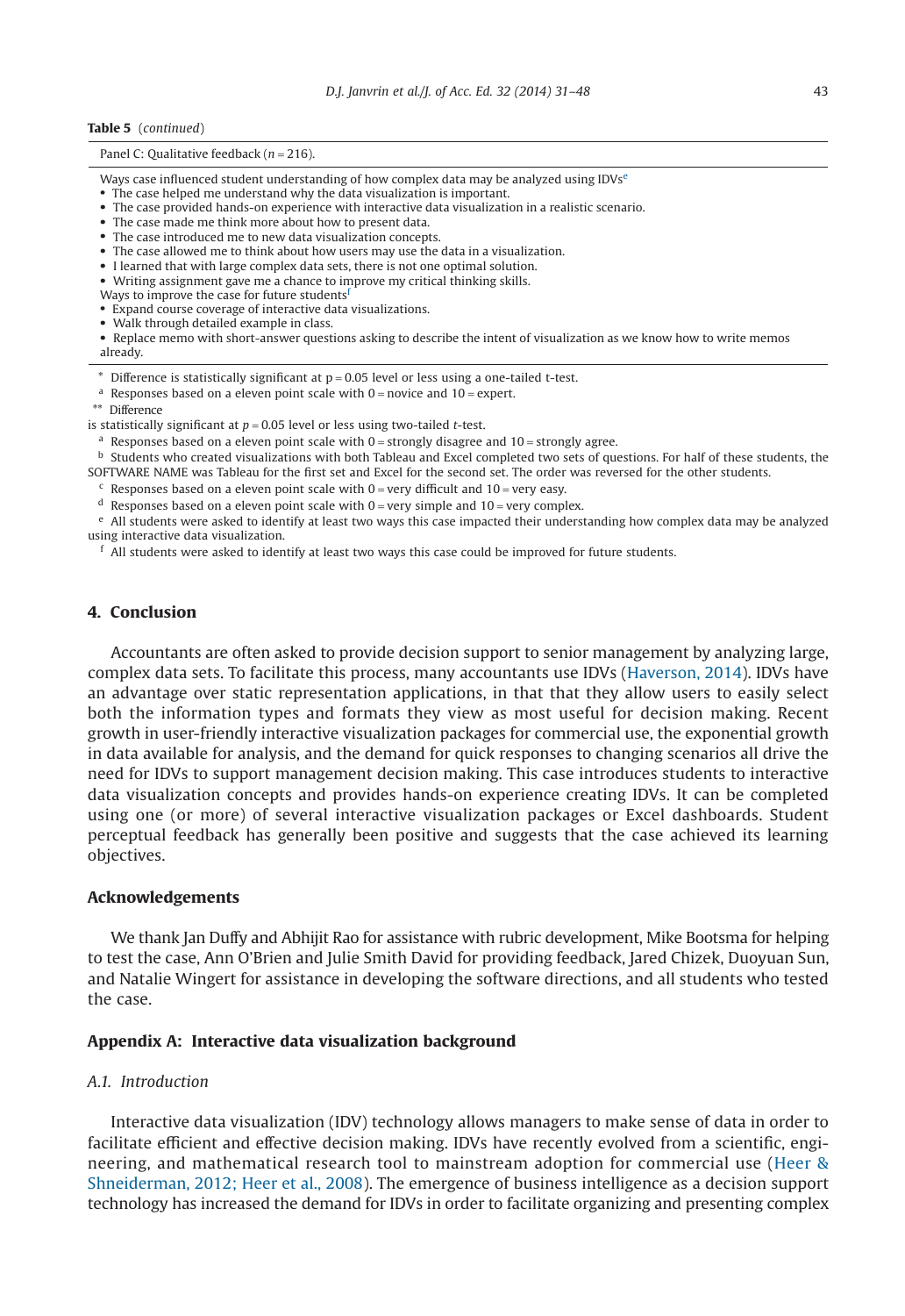**Table 5** (*continued*)

Panel C: Qualitative feedback ($n = 216$).

Ways case influenced student understanding of how complex data may be analyzed using IDVs[e]

- The case helped me understand why the data visualization is important.
- The case provided hands-on experience with interactive data visualization in a realistic scenario.
- The case made me think more about how to present data.
- The case introduced me to new data visualization concepts.
- The case allowed me to think about how users may use the data in a visualization.
- I learned that with large complex data sets, there is not one optimal solution.
- Writing assignment gave me a chance to improve my critical thinking skills.

Ways to improve the case for future students[f]

- Expand course coverage of interactive data visualizations.
- Walk through detailed example in class.
- Replace memo with short-answer questions asking to describe the intent of visualization as we know how to write memos already.

[*] Difference is statistically significant at $p = 0.05$ level or less using a one-tailed t-test.
[a] Responses based on a eleven point scale with 0 = novice and 10 = expert.
[**] Difference is statistically significant at $p = 0.05$ level or less using two-tailed *t*-test.
[a] Responses based on a eleven point scale with 0 = strongly disagree and 10 = strongly agree.
[b] Students who created visualizations with both Tableau and Excel completed two sets of questions. For half of these students, the SOFTWARE NAME was Tableau for the first set and Excel for the second set. The order was reversed for the other students.
[c] Responses based on a eleven point scale with 0 = very difficult and 10 = very easy.
[d] Responses based on a eleven point scale with 0 = very simple and 10 = very complex.
[e] All students were asked to identify at least two ways this case impacted their understanding how complex data may be analyzed using interactive data visualization.
[f] All students were asked to identify at least two ways this case could be improved for future students.

## 4. Conclusion

Accountants are often asked to provide decision support to senior management by analyzing large, complex data sets. To facilitate this process, many accountants use IDVs (Haverson, 2014). IDVs have an advantage over static representation applications, in that that they allow users to easily select both the information types and formats they view as most useful for decision making. Recent growth in user-friendly interactive visualization packages for commercial use, the exponential growth in data available for analysis, and the demand for quick responses to changing scenarios all drive the need for IDVs to support management decision making. This case introduces students to interactive data visualization concepts and provides hands-on experience creating IDVs. It can be completed using one (or more) of several interactive visualization packages or Excel dashboards. Student perceptual feedback has generally been positive and suggests that the case achieved its learning objectives.

## Acknowledgements

We thank Jan Duffy and Abhijit Rao for assistance with rubric development, Mike Bootsma for helping to test the case, Ann O'Brien and Julie Smith David for providing feedback, Jared Chizek, Duoyuan Sun, and Natalie Wingert for assistance in developing the software directions, and all students who tested the case.

## Appendix A: Interactive data visualization background

### *A.1. Introduction*

Interactive data visualization (IDV) technology allows managers to make sense of data in order to facilitate efficient and effective decision making. IDVs have recently evolved from a scientific, engineering, and mathematical research tool to mainstream adoption for commercial use (Heer & Shneiderman, 2012; Heer et al., 2008). The emergence of business intelligence as a decision support technology has increased the demand for IDVs in order to facilitate organizing and presenting complex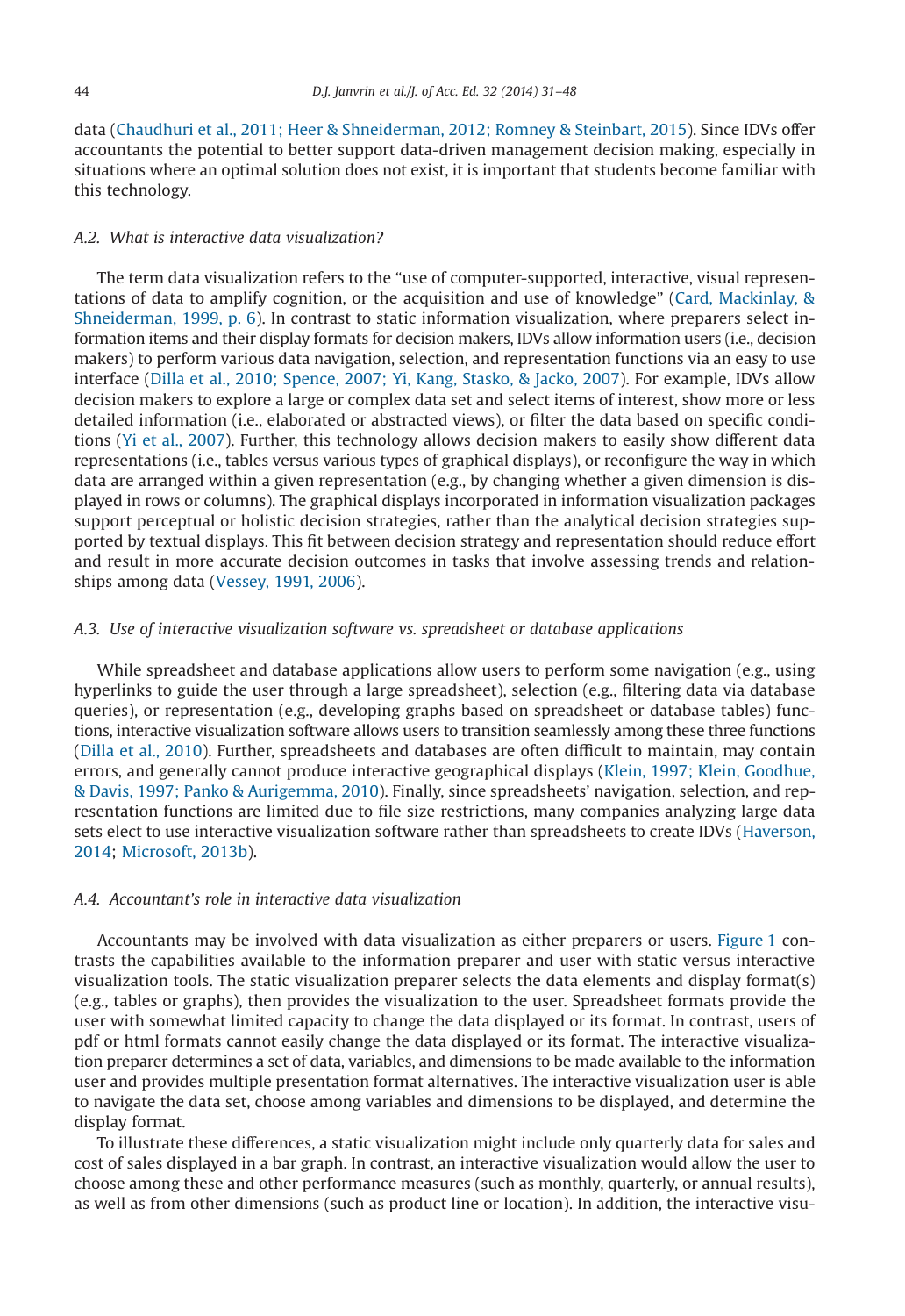data (Chaudhuri et al., 2011; Heer & Shneiderman, 2012; Romney & Steinbart, 2015). Since IDVs offer accountants the potential to better support data-driven management decision making, especially in situations where an optimal solution does not exist, it is important that students become familiar with this technology.

### *A.2. What is interactive data visualization?*

The term data visualization refers to the "use of computer-supported, interactive, visual representations of data to amplify cognition, or the acquisition and use of knowledge" (Card, Mackinlay, & Shneiderman, 1999, p. 6). In contrast to static information visualization, where preparers select information items and their display formats for decision makers, IDVs allow information users (i.e., decision makers) to perform various data navigation, selection, and representation functions via an easy to use interface (Dilla et al., 2010; Spence, 2007; Yi, Kang, Stasko, & Jacko, 2007). For example, IDVs allow decision makers to explore a large or complex data set and select items of interest, show more or less detailed information (i.e., elaborated or abstracted views), or filter the data based on specific conditions (Yi et al., 2007). Further, this technology allows decision makers to easily show different data representations (i.e., tables versus various types of graphical displays), or reconfigure the way in which data are arranged within a given representation (e.g., by changing whether a given dimension is displayed in rows or columns). The graphical displays incorporated in information visualization packages support perceptual or holistic decision strategies, rather than the analytical decision strategies supported by textual displays. This fit between decision strategy and representation should reduce effort and result in more accurate decision outcomes in tasks that involve assessing trends and relationships among data (Vessey, 1991, 2006).

### *A.3. Use of interactive visualization software vs. spreadsheet or database applications*

While spreadsheet and database applications allow users to perform some navigation (e.g., using hyperlinks to guide the user through a large spreadsheet), selection (e.g., filtering data via database queries), or representation (e.g., developing graphs based on spreadsheet or database tables) functions, interactive visualization software allows users to transition seamlessly among these three functions (Dilla et al., 2010). Further, spreadsheets and databases are often difficult to maintain, may contain errors, and generally cannot produce interactive geographical displays (Klein, 1997; Klein, Goodhue, & Davis, 1997; Panko & Aurigemma, 2010). Finally, since spreadsheets' navigation, selection, and representation functions are limited due to file size restrictions, many companies analyzing large data sets elect to use interactive visualization software rather than spreadsheets to create IDVs (Haverson, 2014; Microsoft, 2013b).

### *A.4. Accountant's role in interactive data visualization*

Accountants may be involved with data visualization as either preparers or users. Figure 1 contrasts the capabilities available to the information preparer and user with static versus interactive visualization tools. The static visualization preparer selects the data elements and display format(s) (e.g., tables or graphs), then provides the visualization to the user. Spreadsheet formats provide the user with somewhat limited capacity to change the data displayed or its format. In contrast, users of pdf or html formats cannot easily change the data displayed or its format. The interactive visualization preparer determines a set of data, variables, and dimensions to be made available to the information user and provides multiple presentation format alternatives. The interactive visualization user is able to navigate the data set, choose among variables and dimensions to be displayed, and determine the display format.

To illustrate these differences, a static visualization might include only quarterly data for sales and cost of sales displayed in a bar graph. In contrast, an interactive visualization would allow the user to choose among these and other performance measures (such as monthly, quarterly, or annual results), as well as from other dimensions (such as product line or location). In addition, the interactive visu-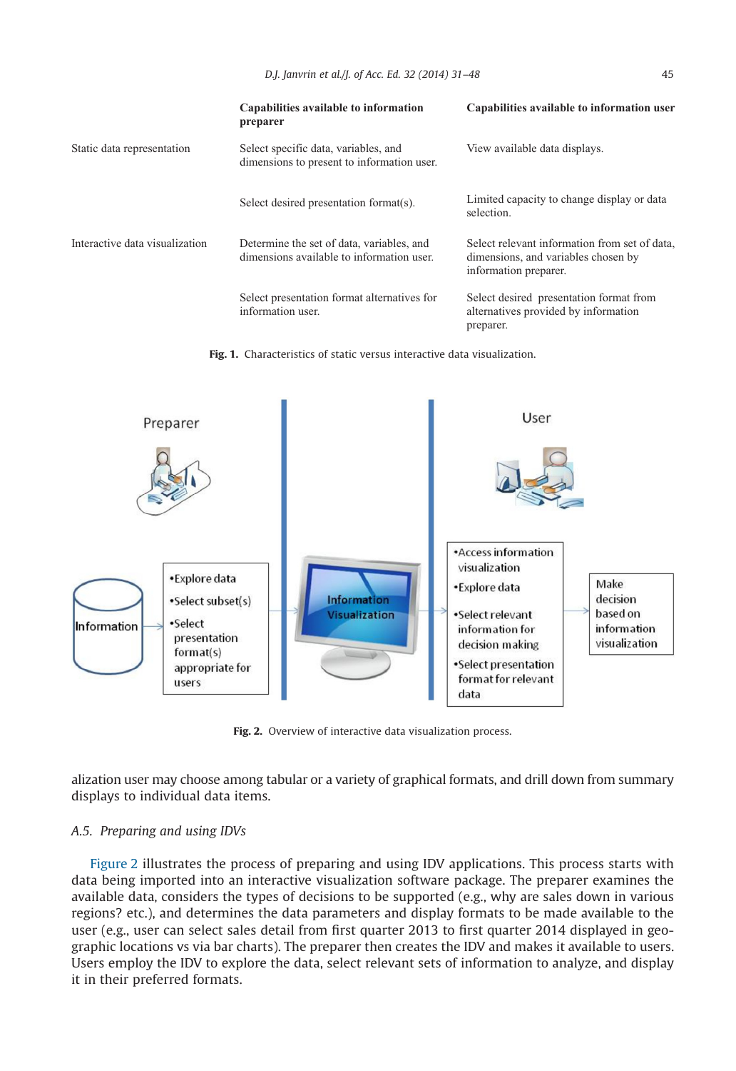| | Capabilities available to information preparer | Capabilities available to information user |
|---|---|---|
| Static data representation | Select specific data, variables, and dimensions to present to information user. | View available data displays. |
| | Select desired presentation format(s). | Limited capacity to change display or data selection. |
| Interactive data visualization | Determine the set of data, variables, and dimensions available to information user. | Select relevant information from set of data, dimensions, and variables chosen by information preparer. |
| | Select presentation format alternatives for information user. | Select desired presentation format from alternatives provided by information preparer. |

**Fig. 1.** Characteristics of static versus interactive data visualization.

**Fig. 2.** Overview of interactive data visualization process.

alization user may choose among tabular or a variety of graphical formats, and drill down from summary displays to individual data items.

### *A.5. Preparing and using IDVs*

Figure 2 illustrates the process of preparing and using IDV applications. This process starts with data being imported into an interactive visualization software package. The preparer examines the available data, considers the types of decisions to be supported (e.g., why are sales down in various regions? etc.), and determines the data parameters and display formats to be made available to the user (e.g., user can select sales detail from first quarter 2013 to first quarter 2014 displayed in geographic locations vs via bar charts). The preparer then creates the IDV and makes it available to users. Users employ the IDV to explore the data, select relevant sets of information to analyze, and display it in their preferred formats.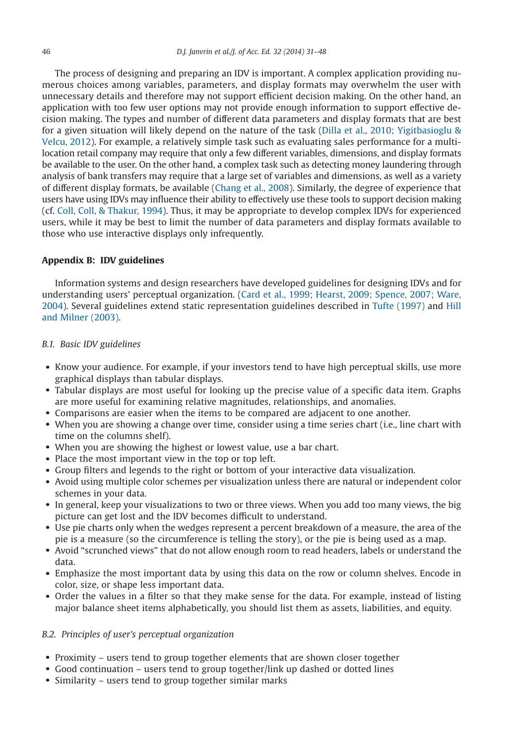The process of designing and preparing an IDV is important. A complex application providing numerous choices among variables, parameters, and display formats may overwhelm the user with unnecessary details and therefore may not support efficient decision making. On the other hand, an application with too few user options may not provide enough information to support effective decision making. The types and number of different data parameters and display formats that are best for a given situation will likely depend on the nature of the task (Dilla et al., 2010; Yigitbasioglu & Velcu, 2012). For example, a relatively simple task such as evaluating sales performance for a multi-location retail company may require that only a few different variables, dimensions, and display formats be available to the user. On the other hand, a complex task such as detecting money laundering through analysis of bank transfers may require that a large set of variables and dimensions, as well as a variety of different display formats, be available (Chang et al., 2008). Similarly, the degree of experience that users have using IDVs may influence their ability to effectively use these tools to support decision making (cf. Coll, Coll, & Thakur, 1994). Thus, it may be appropriate to develop complex IDVs for experienced users, while it may be best to limit the number of data parameters and display formats available to those who use interactive displays only infrequently.

## Appendix B: IDV guidelines

Information systems and design researchers have developed guidelines for designing IDVs and for understanding users' perceptual organization. (Card et al., 1999; Hearst, 2009; Spence, 2007; Ware, 2004). Several guidelines extend static representation guidelines described in Tufte (1997) and Hill and Milner (2003).

### *B.1. Basic IDV guidelines*

- Know your audience. For example, if your investors tend to have high perceptual skills, use more graphical displays than tabular displays.
- Tabular displays are most useful for looking up the precise value of a specific data item. Graphs are more useful for examining relative magnitudes, relationships, and anomalies.
- Comparisons are easier when the items to be compared are adjacent to one another.
- When you are showing a change over time, consider using a time series chart (i.e., line chart with time on the columns shelf).
- When you are showing the highest or lowest value, use a bar chart.
- Place the most important view in the top or top left.
- Group filters and legends to the right or bottom of your interactive data visualization.
- Avoid using multiple color schemes per visualization unless there are natural or independent color schemes in your data.
- In general, keep your visualizations to two or three views. When you add too many views, the big picture can get lost and the IDV becomes difficult to understand.
- Use pie charts only when the wedges represent a percent breakdown of a measure, the area of the pie is a measure (so the circumference is telling the story), or the pie is being used as a map.
- Avoid "scrunched views" that do not allow enough room to read headers, labels or understand the data.
- Emphasize the most important data by using this data on the row or column shelves. Encode in color, size, or shape less important data.
- Order the values in a filter so that they make sense for the data. For example, instead of listing major balance sheet items alphabetically, you should list them as assets, liabilities, and equity.

### *B.2. Principles of user's perceptual organization*

- Proximity – users tend to group together elements that are shown closer together
- Good continuation – users tend to group together/link up dashed or dotted lines
- Similarity – users tend to group together similar marks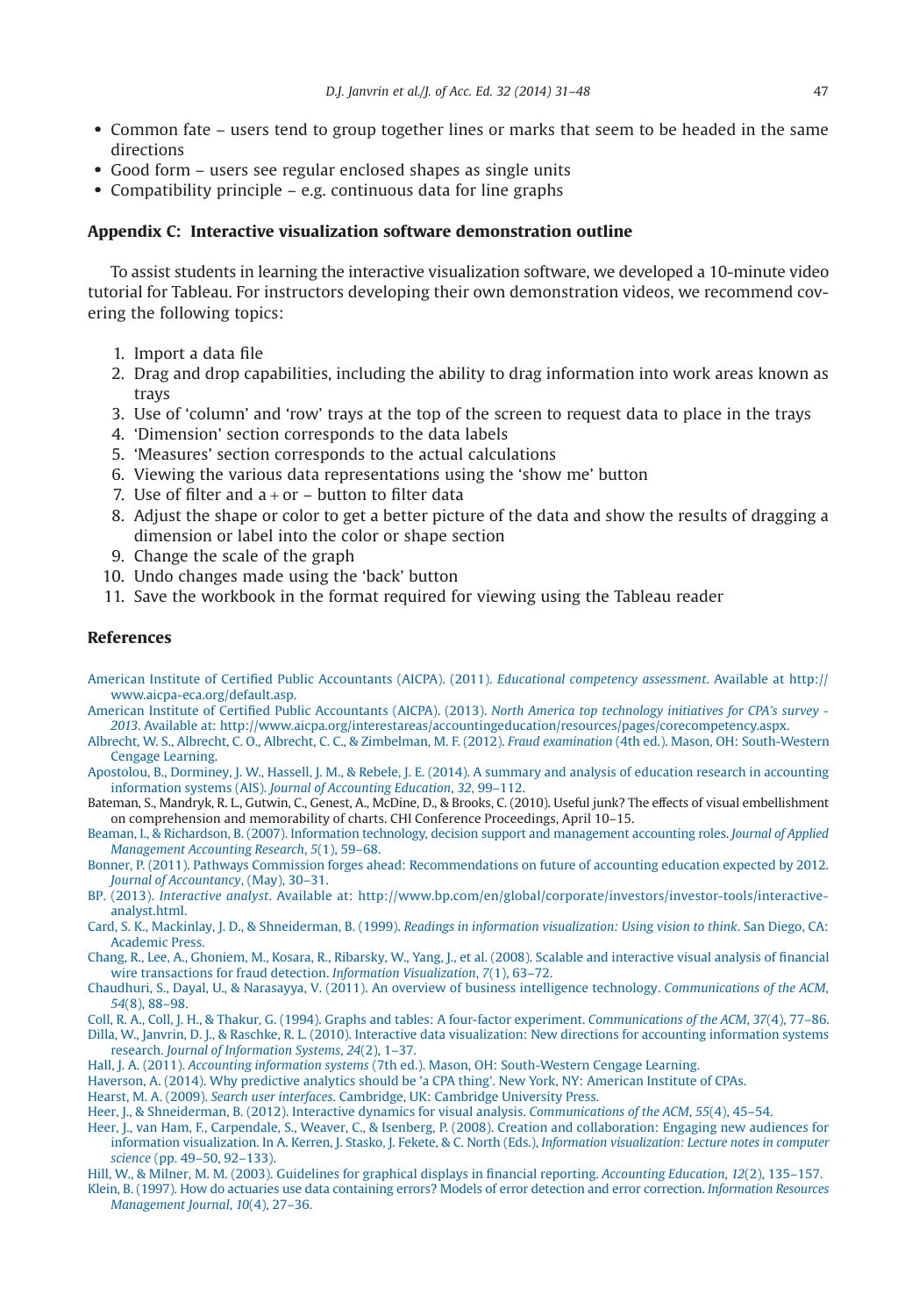- Common fate – users tend to group together lines or marks that seem to be headed in the same directions
- Good form – users see regular enclosed shapes as single units
- Compatibility principle – e.g. continuous data for line graphs

## Appendix C: Interactive visualization software demonstration outline

To assist students in learning the interactive visualization software, we developed a 10-minute video tutorial for Tableau. For instructors developing their own demonstration videos, we recommend covering the following topics:

1. Import a data file
2. Drag and drop capabilities, including the ability to drag information into work areas known as trays
3. Use of 'column' and 'row' trays at the top of the screen to request data to place in the trays
4. 'Dimension' section corresponds to the data labels
5. 'Measures' section corresponds to the actual calculations
6. Viewing the various data representations using the 'show me' button
7. Use of filter and a + or – button to filter data
8. Adjust the shape or color to get a better picture of the data and show the results of dragging a dimension or label into the color or shape section
9. Change the scale of the graph
10. Undo changes made using the 'back' button
11. Save the workbook in the format required for viewing using the Tableau reader

## References

American Institute of Certified Public Accountants (AICPA). (2011). *Educational competency assessment*. Available at http://www.aicpa-eca.org/default.asp.

American Institute of Certified Public Accountants (AICPA). (2013). *North America top technology initiatives for CPA's survey - 2013*. Available at: http://www.aicpa.org/interestareas/accountingeducation/resources/pages/corecompetency.aspx.

Albrecht, W. S., Albrecht, C. O., Albrecht, C. C., & Zimbelman, M. F. (2012). *Fraud examination* (4th ed.). Mason, OH: South-Western Cengage Learning.

Apostolou, B., Dorminey, J. W., Hassell, J. M., & Rebele, J. E. (2014). A summary and analysis of education research in accounting information systems (AIS). *Journal of Accounting Education*, *32*, 99–112.

Bateman, S., Mandryk, R. L., Gutwin, C., Genest, A., McDine, D., & Brooks, C. (2010). Useful junk? The effects of visual embellishment on comprehension and memorability of charts. CHI Conference Proceedings, April 10–15.

Beaman, I., & Richardson, B. (2007). Information technology, decision support and management accounting roles. *Journal of Applied Management Accounting Research*, *5*(1), 59–68.

Bonner, P. (2011). Pathways Commission forges ahead: Recommendations on future of accounting education expected by 2012. *Journal of Accountancy*, (May), 30–31.

BP. (2013). *Interactive analyst*. Available at: http://www.bp.com/en/global/corporate/investors/investor-tools/interactive-analyst.html.

Card, S. K., Mackinlay, J. D., & Shneiderman, B. (1999). *Readings in information visualization: Using vision to think*. San Diego, CA: Academic Press.

Chang, R., Lee, A., Ghoniem, M., Kosara, R., Ribarsky, W., Yang, J., et al. (2008). Scalable and interactive visual analysis of financial wire transactions for fraud detection. *Information Visualization*, *7*(1), 63–72.

Chaudhuri, S., Dayal, U., & Narasayya, V. (2011). An overview of business intelligence technology. *Communications of the ACM*, *54*(8), 88–98.

Coll, R. A., Coll, J. H., & Thakur, G. (1994). Graphs and tables: A four-factor experiment. *Communications of the ACM*, *37*(4), 77–86.

Dilla, W., Janvrin, D. J., & Raschke, R. L. (2010). Interactive data visualization: New directions for accounting information systems research. *Journal of Information Systems*, *24*(2), 1–37.

Hall, J. A. (2011). *Accounting information systems* (7th ed.). Mason, OH: South-Western Cengage Learning.

Haverson, A. (2014). Why predictive analytics should be 'a CPA thing'. New York, NY: American Institute of CPAs.

Hearst, M. A. (2009). *Search user interfaces*. Cambridge, UK: Cambridge University Press.

Heer, J., & Shneiderman, B. (2012). Interactive dynamics for visual analysis. *Communications of the ACM*, *55*(4), 45–54.

Heer, J., van Ham, F., Carpendale, S., Weaver, C., & Isenberg, P. (2008). Creation and collaboration: Engaging new audiences for information visualization. In A. Kerren, J. Stasko, J. Fekete, & C. North (Eds.), *Information visualization: Lecture notes in computer science* (pp. 49–50, 92–133).

Hill, W., & Milner, M. M. (2003). Guidelines for graphical displays in financial reporting. *Accounting Education*, *12*(2), 135–157.

Klein, B. (1997). How do actuaries use data containing errors? Models of error detection and error correction. *Information Resources Management Journal*, *10*(4), 27–36.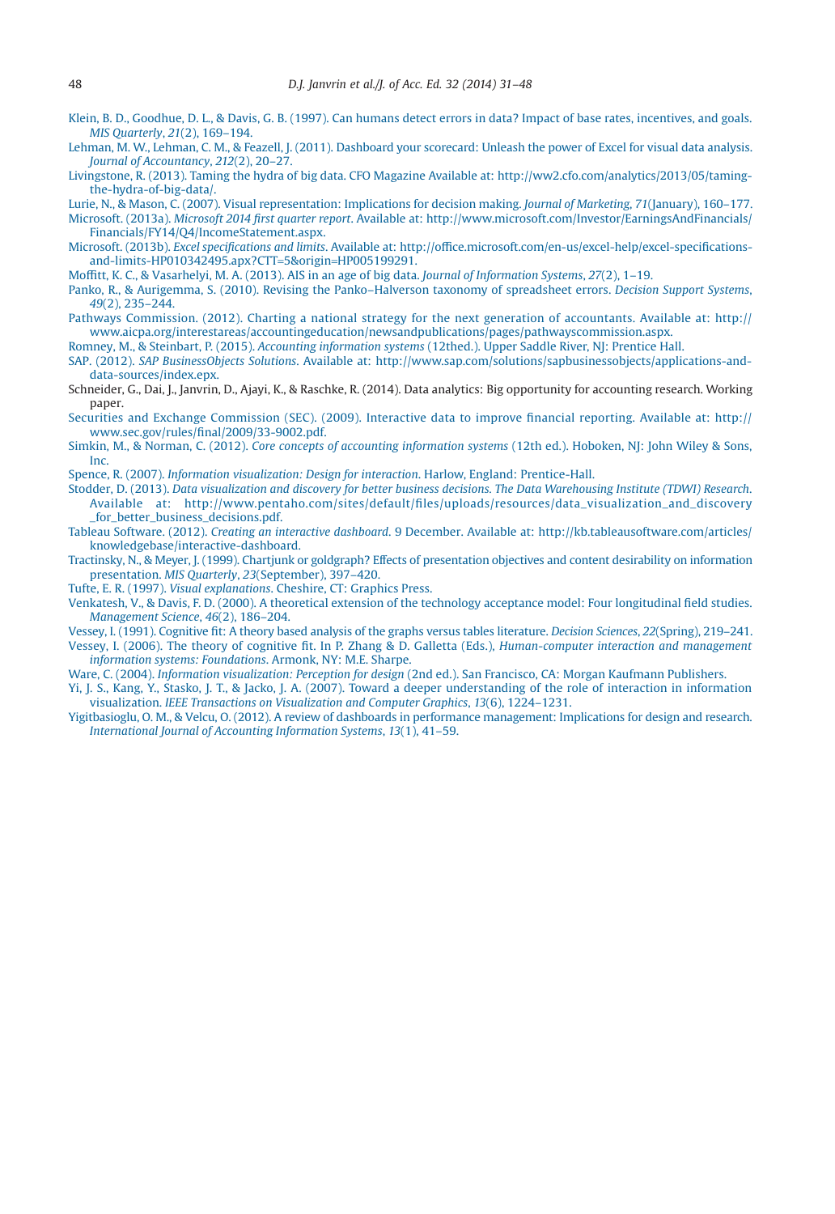Klein, B. D., Goodhue, D. L., & Davis, G. B. (1997). Can humans detect errors in data? Impact of base rates, incentives, and goals. *MIS Quarterly*, *21*(2), 169–194.

Lehman, M. W., Lehman, C. M., & Feazell, J. (2011). Dashboard your scorecard: Unleash the power of Excel for visual data analysis. *Journal of Accountancy*, *212*(2), 20–27.

Livingstone, R. (2013). Taming the hydra of big data. CFO Magazine Available at: http://ww2.cfo.com/analytics/2013/05/taming-the-hydra-of-big-data/.

Lurie, N., & Mason, C. (2007). Visual representation: Implications for decision making. *Journal of Marketing*, *71*(January), 160–177.

Microsoft. (2013a). *Microsoft 2014 first quarter report*. Available at: http://www.microsoft.com/Investor/EarningsAndFinancials/Financials/FY14/Q4/IncomeStatement.aspx.

Microsoft. (2013b). *Excel specifications and limits*. Available at: http://office.microsoft.com/en-us/excel-help/excel-specifications-and-limits-HP010342495.apx?CTT=5&origin=HP005199291.

Moffitt, K. C., & Vasarhelyi, M. A. (2013). AIS in an age of big data. *Journal of Information Systems*, *27*(2), 1–19.

Panko, R., & Aurigemma, S. (2010). Revising the Panko–Halverson taxonomy of spreadsheet errors. *Decision Support Systems*, *49*(2), 235–244.

Pathways Commission. (2012). Charting a national strategy for the next generation of accountants. Available at: http://www.aicpa.org/interestareas/accountingeducation/newsandpublications/pages/pathwayscommission.aspx.

Romney, M., & Steinbart, P. (2015). *Accounting information systems* (12thed.). Upper Saddle River, NJ: Prentice Hall.

SAP. (2012). *SAP BusinessObjects Solutions*. Available at: http://www.sap.com/solutions/sapbusinessobjects/applications-and-data-sources/index.epx.

Schneider, G., Dai, J., Janvrin, D., Ajayi, K., & Raschke, R. (2014). Data analytics: Big opportunity for accounting research. Working paper.

Securities and Exchange Commission (SEC). (2009). Interactive data to improve financial reporting. Available at: http://www.sec.gov/rules/final/2009/33-9002.pdf.

Simkin, M., & Norman, C. (2012). *Core concepts of accounting information systems* (12th ed.). Hoboken, NJ: John Wiley & Sons, Inc.

Spence, R. (2007). *Information visualization: Design for interaction*. Harlow, England: Prentice-Hall.

Stodder, D. (2013). *Data visualization and discovery for better business decisions. The Data Warehousing Institute (TDWI) Research*. Available at: http://www.pentaho.com/sites/default/files/uploads/resources/data_visualization_and_discovery_for_better_business_decisions.pdf.

Tableau Software. (2012). *Creating an interactive dashboard*. 9 December. Available at: http://kb.tableausoftware.com/articles/knowledgebase/interactive-dashboard.

Tractinsky, N., & Meyer, J. (1999). Chartjunk or goldgraph? Effects of presentation objectives and content desirability on information presentation. *MIS Quarterly*, *23*(September), 397–420.

Tufte, E. R. (1997). *Visual explanations*. Cheshire, CT: Graphics Press.

Venkatesh, V., & Davis, F. D. (2000). A theoretical extension of the technology acceptance model: Four longitudinal field studies. *Management Science*, *46*(2), 186–204.

Vessey, I. (1991). Cognitive fit: A theory based analysis of the graphs versus tables literature. *Decision Sciences*, *22*(Spring), 219–241.

Vessey, I. (2006). The theory of cognitive fit. In P. Zhang & D. Galletta (Eds.), *Human-computer interaction and management information systems: Foundations*. Armonk, NY: M.E. Sharpe.

Ware, C. (2004). *Information visualization: Perception for design* (2nd ed.). San Francisco, CA: Morgan Kaufmann Publishers.

Yi, J. S., Kang, Y., Stasko, J. T., & Jacko, J. A. (2007). Toward a deeper understanding of the role of interaction in information visualization. *IEEE Transactions on Visualization and Computer Graphics*, *13*(6), 1224–1231.

Yigitbasioglu, O. M., & Velcu, O. (2012). A review of dashboards in performance management: Implications for design and research. *International Journal of Accounting Information Systems*, *13*(1), 41–59.